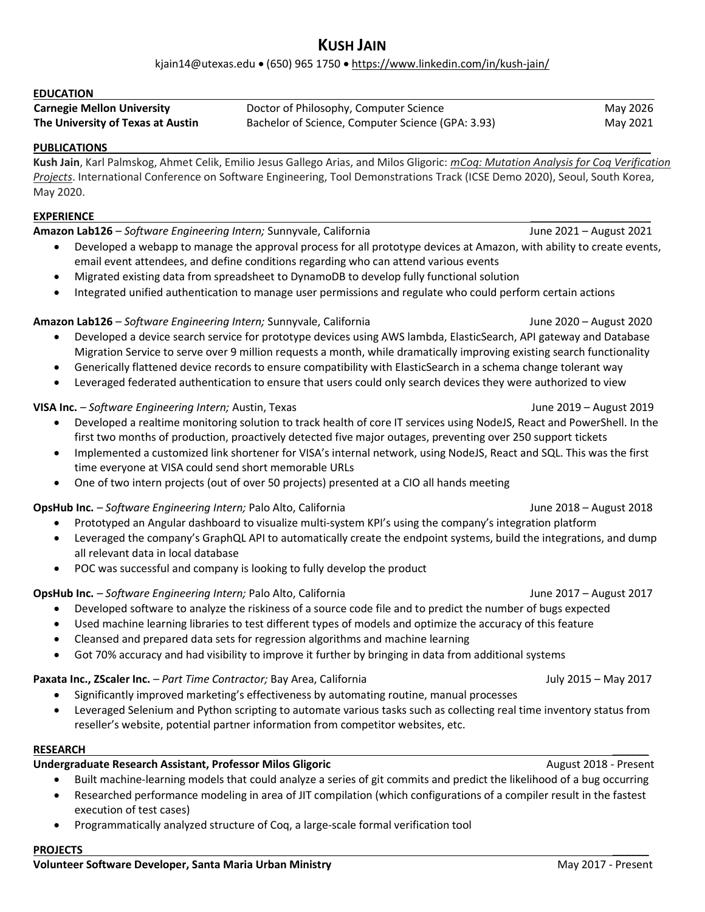# KUSH JAIN

kjain14@utexas.edu • (650) 965 1750 • https://www.linkedin.com/in/kush-jain/

## EDUCATION

| | | |
|---|---|---|
| **Carnegie Mellon University** | Doctor of Philosophy, Computer Science | May 2026 |
| **The University of Texas at Austin** | Bachelor of Science, Computer Science (GPA: 3.93) | May 2021 |

## PUBLICATIONS

**Kush Jain**, Karl Palmskog, Ahmet Celik, Emilio Jesus Gallego Arias, and Milos Gligoric: *mCoq: Mutation Analysis for Coq Verification Projects*. International Conference on Software Engineering, Tool Demonstrations Track (ICSE Demo 2020), Seoul, South Korea, May 2020.

## EXPERIENCE

**Amazon Lab126** – *Software Engineering Intern;* Sunnyvale, California — June 2021 – August 2021

- Developed a webapp to manage the approval process for all prototype devices at Amazon, with ability to create events, email event attendees, and define conditions regarding who can attend various events
- Migrated existing data from spreadsheet to DynamoDB to develop fully functional solution
- Integrated unified authentication to manage user permissions and regulate who could perform certain actions

**Amazon Lab126** – *Software Engineering Intern;* Sunnyvale, California — June 2020 – August 2020

- Developed a device search service for prototype devices using AWS lambda, ElasticSearch, API gateway and Database Migration Service to serve over 9 million requests a month, while dramatically improving existing search functionality
- Generically flattened device records to ensure compatibility with ElasticSearch in a schema change tolerant way
- Leveraged federated authentication to ensure that users could only search devices they were authorized to view

**VISA Inc.** – *Software Engineering Intern;* Austin, Texas — June 2019 – August 2019

- Developed a realtime monitoring solution to track health of core IT services using NodeJS, React and PowerShell. In the first two months of production, proactively detected five major outages, preventing over 250 support tickets
- Implemented a customized link shortener for VISA's internal network, using NodeJS, React and SQL. This was the first time everyone at VISA could send short memorable URLs
- One of two intern projects (out of over 50 projects) presented at a CIO all hands meeting

**OpsHub Inc.** – *Software Engineering Intern;* Palo Alto, California — June 2018 – August 2018

- Prototyped an Angular dashboard to visualize multi-system KPI's using the company's integration platform
- Leveraged the company's GraphQL API to automatically create the endpoint systems, build the integrations, and dump all relevant data in local database
- POC was successful and company is looking to fully develop the product

**OpsHub Inc.** – *Software Engineering Intern;* Palo Alto, California — June 2017 – August 2017

- Developed software to analyze the riskiness of a source code file and to predict the number of bugs expected
- Used machine learning libraries to test different types of models and optimize the accuracy of this feature
- Cleansed and prepared data sets for regression algorithms and machine learning
- Got 70% accuracy and had visibility to improve it further by bringing in data from additional systems

**Paxata Inc., ZScaler Inc.** – *Part Time Contractor;* Bay Area, California — July 2015 – May 2017

- Significantly improved marketing's effectiveness by automating routine, manual processes
- Leveraged Selenium and Python scripting to automate various tasks such as collecting real time inventory status from reseller's website, potential partner information from competitor websites, etc.

## RESEARCH

**Undergraduate Research Assistant, Professor Milos Gligoric** — August 2018 - Present

- Built machine-learning models that could analyze a series of git commits and predict the likelihood of a bug occurring
- Researched performance modeling in area of JIT compilation (which configurations of a compiler result in the fastest execution of test cases)
- Programmatically analyzed structure of Coq, a large-scale formal verification tool

## PROJECTS

**Volunteer Software Developer, Santa Maria Urban Ministry** — May 2017 - Present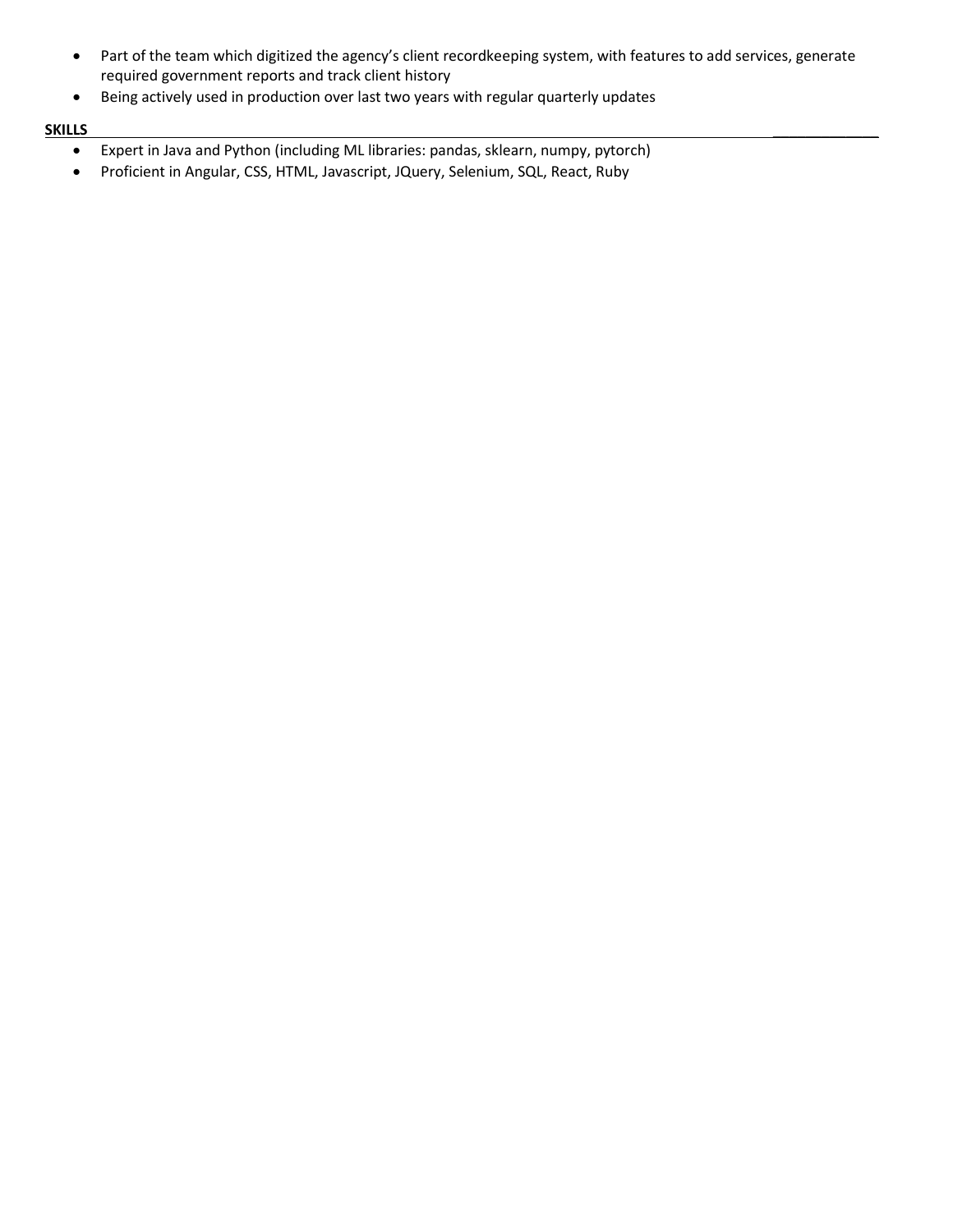- Part of the team which digitized the agency's client recordkeeping system, with features to add services, generate required government reports and track client history
- Being actively used in production over last two years with regular quarterly updates

## SKILLS

- Expert in Java and Python (including ML libraries: pandas, sklearn, numpy, pytorch)
- Proficient in Angular, CSS, HTML, Javascript, JQuery, Selenium, SQL, React, Ruby